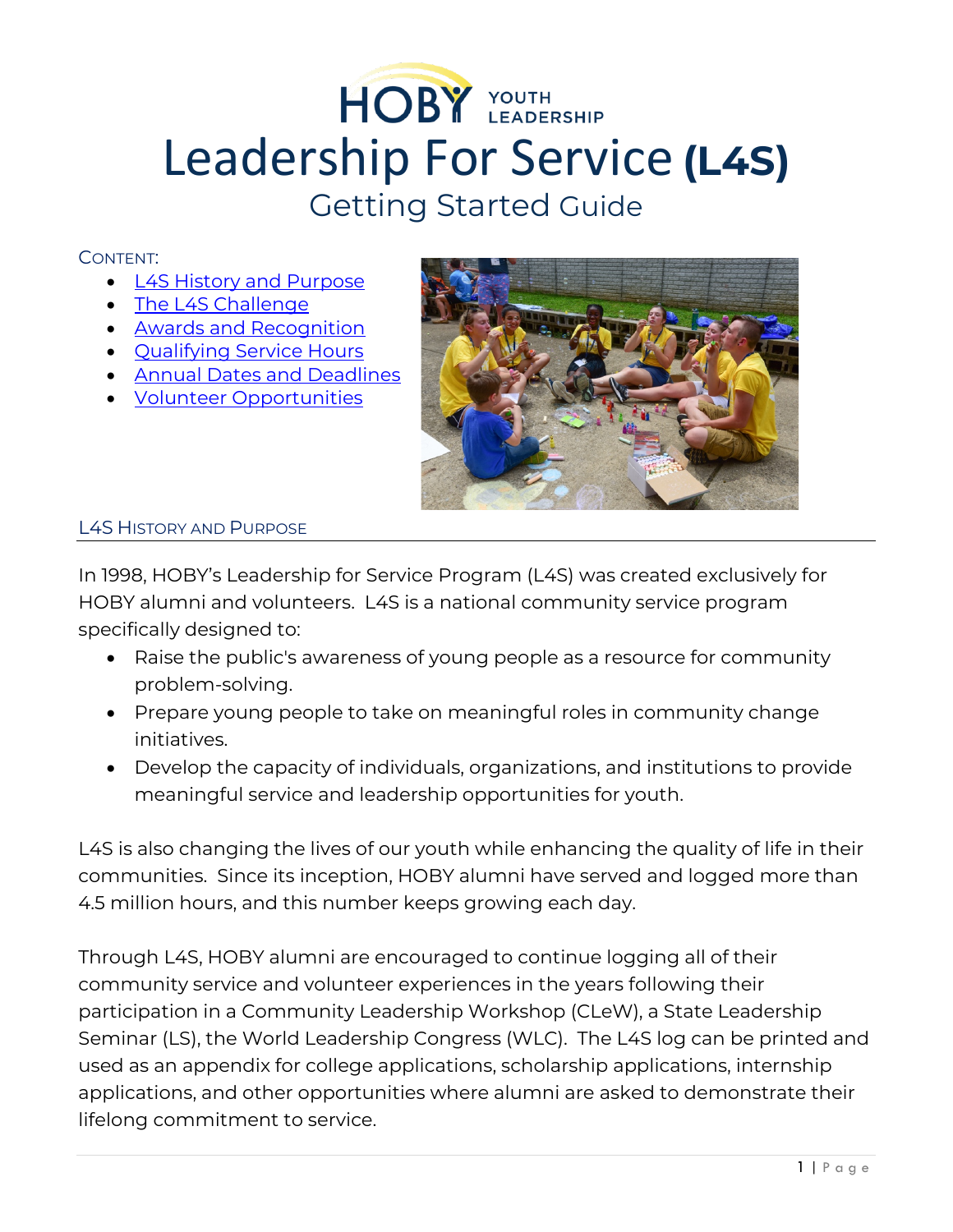# HOBY YOUTH LEADERSHIP

# Leadership For Service **(L4S)**

## Getting Started Guide

CONTENT:

- L4S History and Purpose
- The L4S Challenge
- Awards and Recognition
- Qualifying Service Hours
- Annual Dates and Deadlines
- Volunteer Opportunities

## L4S History and Purpose

In 1998, HOBY's Leadership for Service Program (L4S) was created exclusively for HOBY alumni and volunteers. L4S is a national community service program specifically designed to:

- Raise the public's awareness of young people as a resource for community problem-solving.
- Prepare young people to take on meaningful roles in community change initiatives.
- Develop the capacity of individuals, organizations, and institutions to provide meaningful service and leadership opportunities for youth.

L4S is also changing the lives of our youth while enhancing the quality of life in their communities. Since its inception, HOBY alumni have served and logged more than 4.5 million hours, and this number keeps growing each day.

Through L4S, HOBY alumni are encouraged to continue logging all of their community service and volunteer experiences in the years following their participation in a Community Leadership Workshop (CLeW), a State Leadership Seminar (LS), the World Leadership Congress (WLC). The L4S log can be printed and used as an appendix for college applications, scholarship applications, internship applications, and other opportunities where alumni are asked to demonstrate their lifelong commitment to service.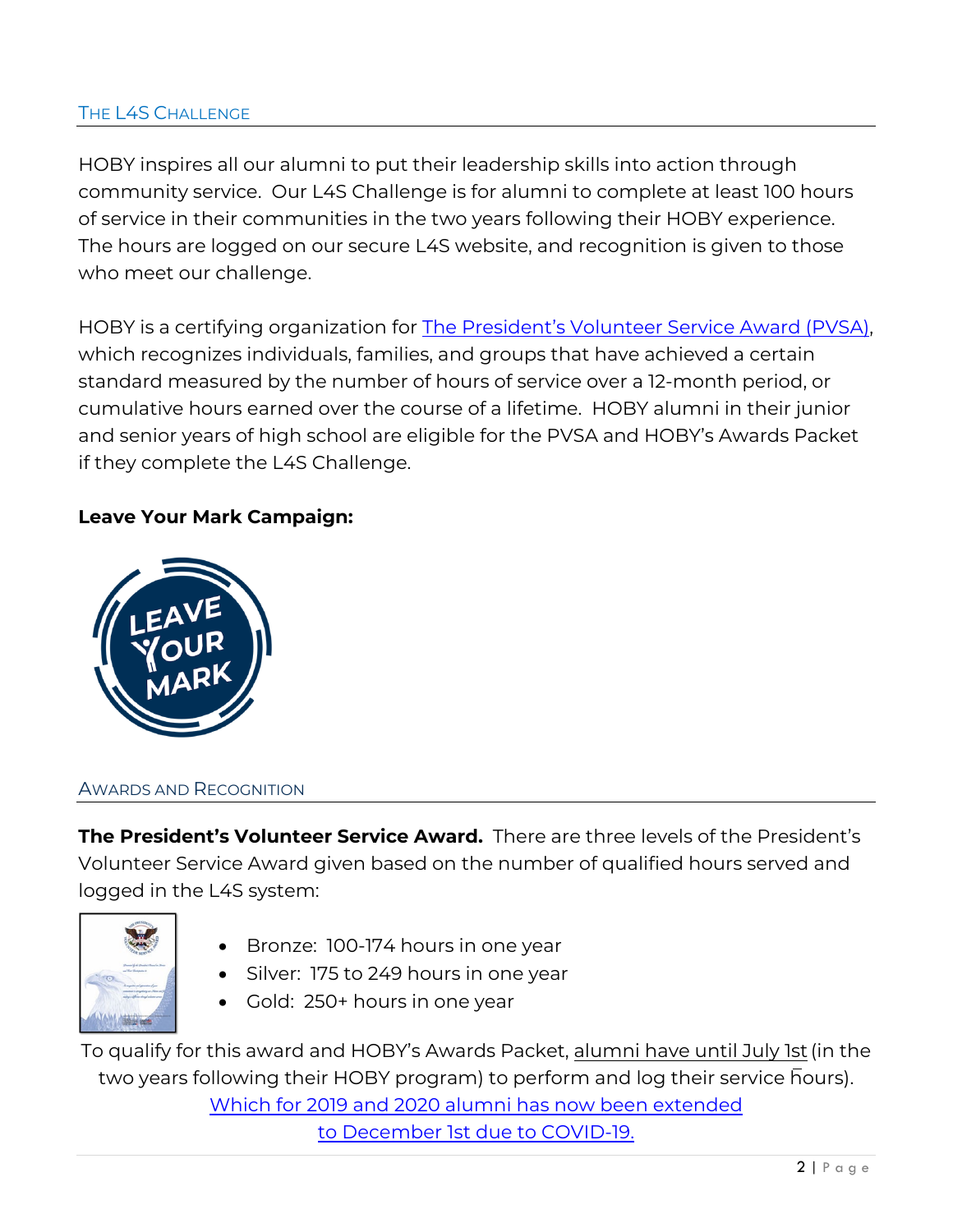## The L4S Challenge

HOBY inspires all our alumni to put their leadership skills into action through community service. Our L4S Challenge is for alumni to complete at least 100 hours of service in their communities in the two years following their HOBY experience. The hours are logged on our secure L4S website, and recognition is given to those who meet our challenge.

HOBY is a certifying organization for The President's Volunteer Service Award (PVSA), which recognizes individuals, families, and groups that have achieved a certain standard measured by the number of hours of service over a 12-month period, or cumulative hours earned over the course of a lifetime. HOBY alumni in their junior and senior years of high school are eligible for the PVSA and HOBY's Awards Packet if they complete the L4S Challenge.

**Leave Your Mark Campaign:**

## Awards and Recognition

**The President's Volunteer Service Award.** There are three levels of the President's Volunteer Service Award given based on the number of qualified hours served and logged in the L4S system:

- Bronze: 100-174 hours in one year
- Silver: 175 to 249 hours in one year
- Gold: 250+ hours in one year

To qualify for this award and HOBY's Awards Packet, alumni have until July 1st (in the two years following their HOBY program) to perform and log their service hours). Which for 2019 and 2020 alumni has now been extended to December 1st due to COVID-19.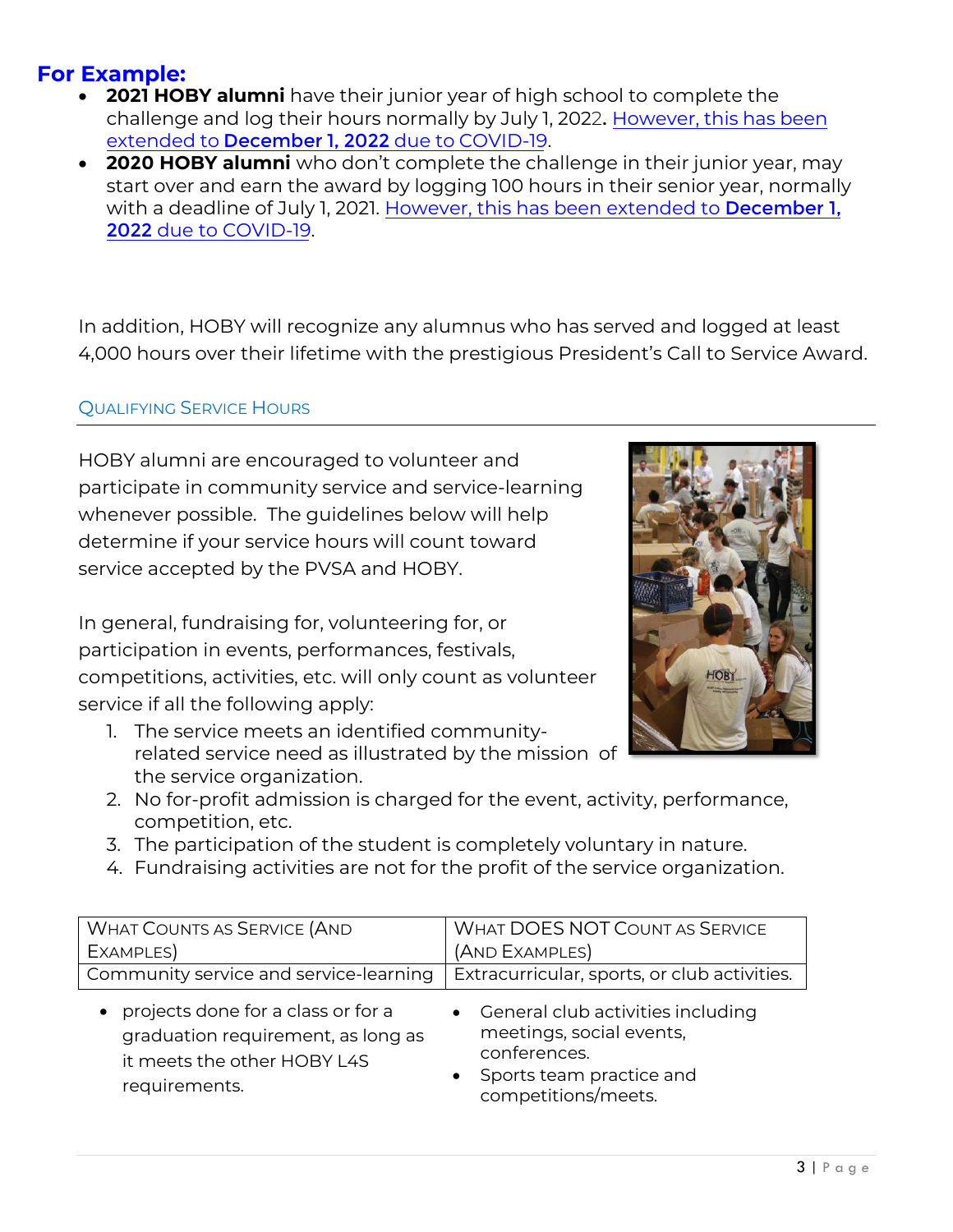## For Example:

- **2021 HOBY alumni** have their junior year of high school to complete the challenge and log their hours normally by July 1, 2022**.** However, this has been extended to **December 1, 2022** due to COVID-19.
- **2020 HOBY alumni** who don't complete the challenge in their junior year, may start over and earn the award by logging 100 hours in their senior year, normally with a deadline of July 1, 2021. However, this has been extended to **December 1, 2022** due to COVID-19.

In addition, HOBY will recognize any alumnus who has served and logged at least 4,000 hours over their lifetime with the prestigious President's Call to Service Award.

### Qualifying Service Hours

HOBY alumni are encouraged to volunteer and participate in community service and service-learning whenever possible. The guidelines below will help determine if your service hours will count toward service accepted by the PVSA and HOBY.

In general, fundraising for, volunteering for, or participation in events, performances, festivals, competitions, activities, etc. will only count as volunteer service if all the following apply:

1. The service meets an identified community-related service need as illustrated by the mission of the service organization.
2. No for-profit admission is charged for the event, activity, performance, competition, etc.
3. The participation of the student is completely voluntary in nature.
4. Fundraising activities are not for the profit of the service organization.

| What Counts as Service (And Examples) | What DOES NOT Count as Service (And Examples) |
|---|---|
| Community service and service-learning | Extracurricular, sports, or club activities. |
| • projects done for a class or for a graduation requirement, as long as it meets the other HOBY L4S requirements. | • General club activities including meetings, social events, conferences.<br>• Sports team practice and competitions/meets. |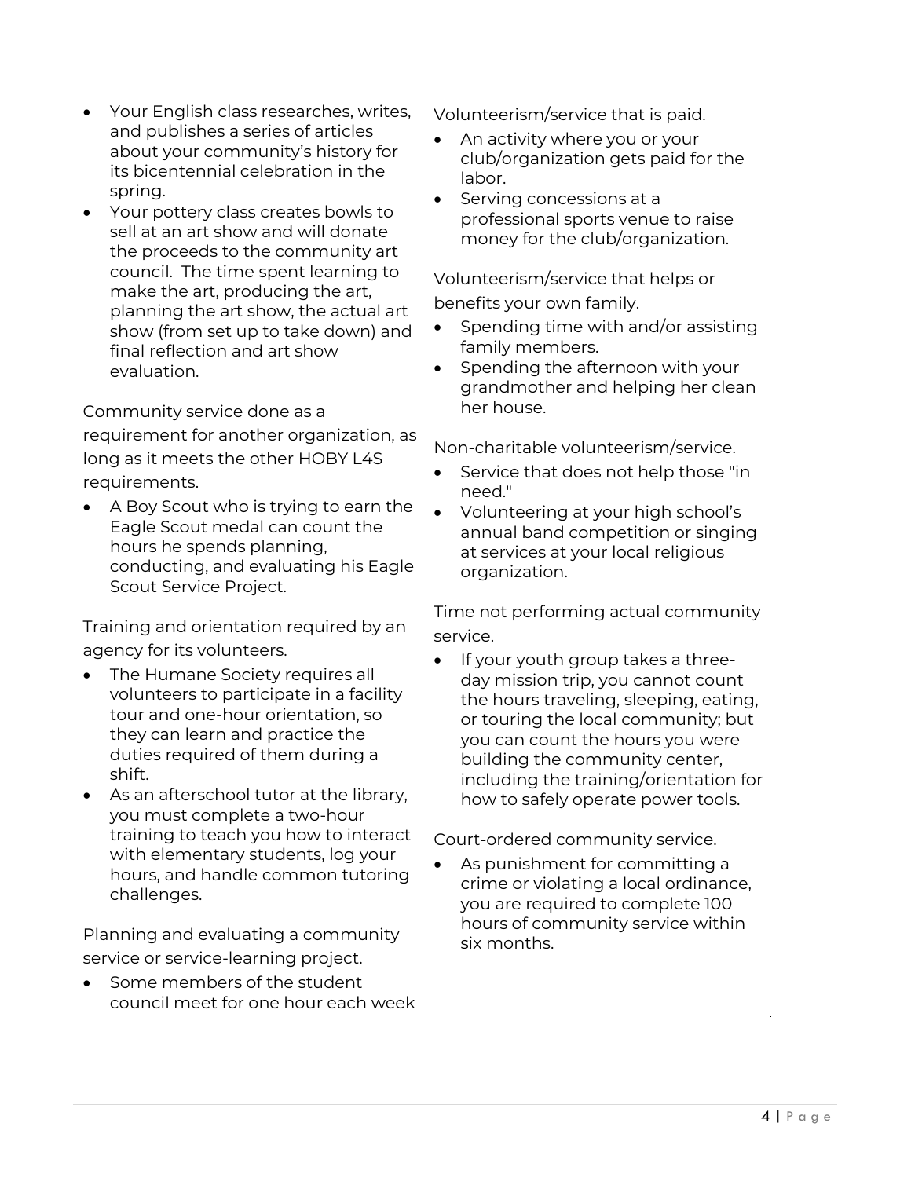- Your English class researches, writes, and publishes a series of articles about your community's history for its bicentennial celebration in the spring.
- Your pottery class creates bowls to sell at an art show and will donate the proceeds to the community art council. The time spent learning to make the art, producing the art, planning the art show, the actual art show (from set up to take down) and final reflection and art show evaluation.

Community service done as a requirement for another organization, as long as it meets the other HOBY L4S requirements.

- A Boy Scout who is trying to earn the Eagle Scout medal can count the hours he spends planning, conducting, and evaluating his Eagle Scout Service Project.

Training and orientation required by an agency for its volunteers.

- The Humane Society requires all volunteers to participate in a facility tour and one-hour orientation, so they can learn and practice the duties required of them during a shift.
- As an afterschool tutor at the library, you must complete a two-hour training to teach you how to interact with elementary students, log your hours, and handle common tutoring challenges.

Planning and evaluating a community service or service-learning project.

- Some members of the student council meet for one hour each week

Volunteerism/service that is paid.

- An activity where you or your club/organization gets paid for the labor.
- Serving concessions at a professional sports venue to raise money for the club/organization.

Volunteerism/service that helps or benefits your own family.

- Spending time with and/or assisting family members.
- Spending the afternoon with your grandmother and helping her clean her house.

Non-charitable volunteerism/service.

- Service that does not help those "in need."
- Volunteering at your high school's annual band competition or singing at services at your local religious organization.

Time not performing actual community service.

- If your youth group takes a three-day mission trip, you cannot count the hours traveling, sleeping, eating, or touring the local community; but you can count the hours you were building the community center, including the training/orientation for how to safely operate power tools.

Court-ordered community service.

- As punishment for committing a crime or violating a local ordinance, you are required to complete 100 hours of community service within six months.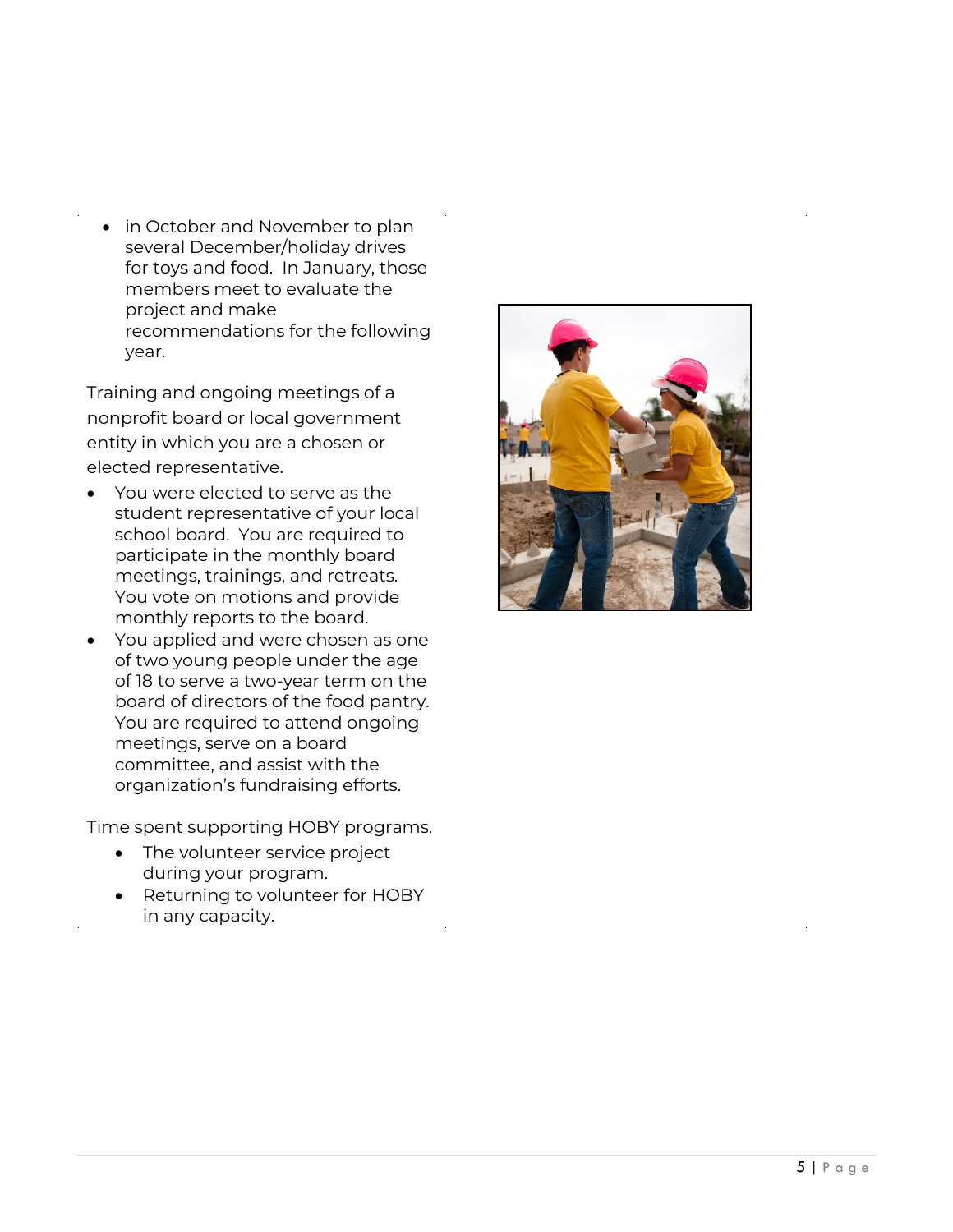- in October and November to plan several December/holiday drives for toys and food. In January, those members meet to evaluate the project and make recommendations for the following year.

Training and ongoing meetings of a nonprofit board or local government entity in which you are a chosen or elected representative.

- You were elected to serve as the student representative of your local school board. You are required to participate in the monthly board meetings, trainings, and retreats. You vote on motions and provide monthly reports to the board.
- You applied and were chosen as one of two young people under the age of 18 to serve a two-year term on the board of directors of the food pantry. You are required to attend ongoing meetings, serve on a board committee, and assist with the organization's fundraising efforts.

Time spent supporting HOBY programs.

- The volunteer service project during your program.
- Returning to volunteer for HOBY in any capacity.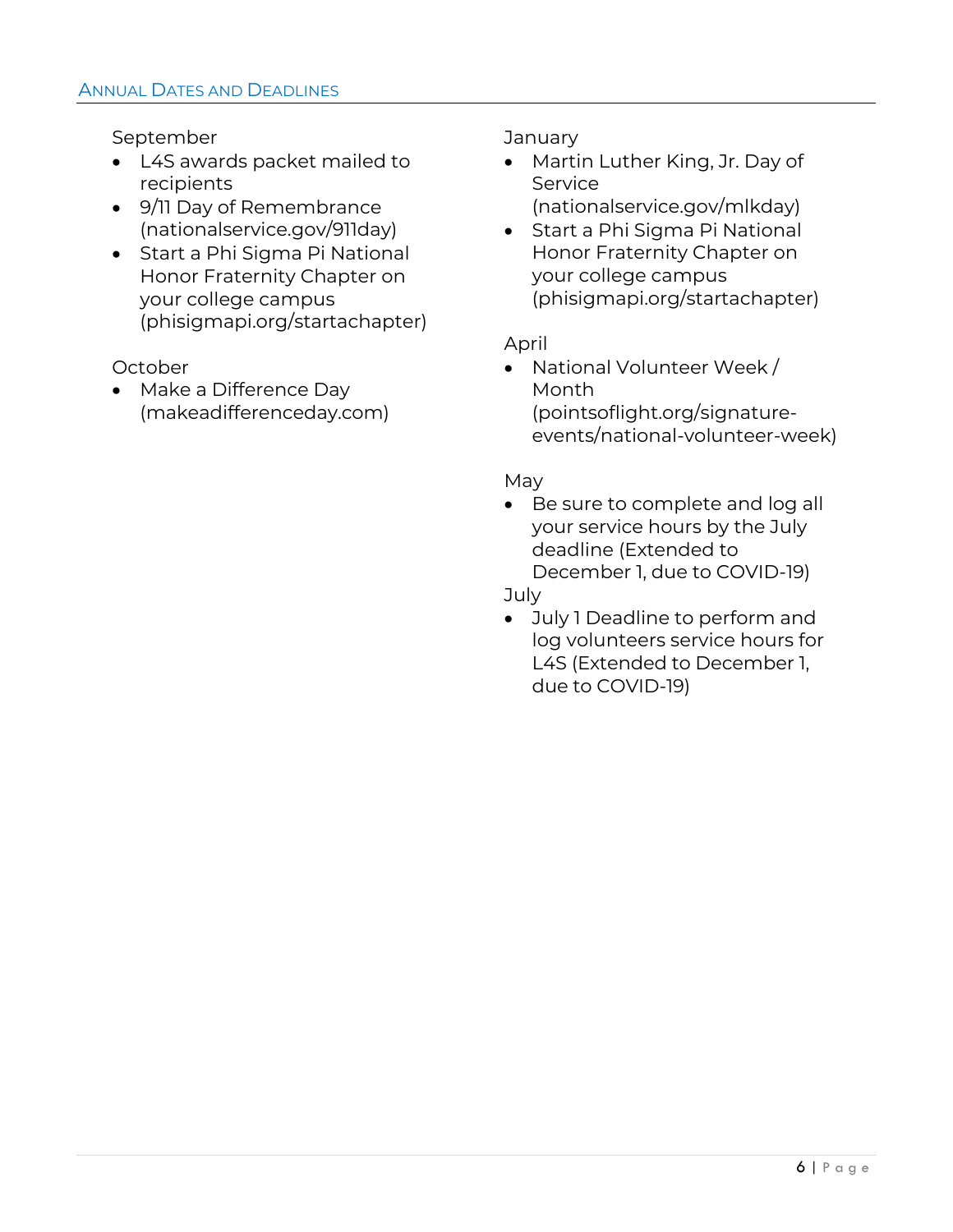## Annual Dates and Deadlines

September

- L4S awards packet mailed to recipients
- 9/11 Day of Remembrance (nationalservice.gov/911day)
- Start a Phi Sigma Pi National Honor Fraternity Chapter on your college campus (phisigmapi.org/startachapter)

October

- Make a Difference Day (makeadifferenceday.com)

January

- Martin Luther King, Jr. Day of Service (nationalservice.gov/mlkday)
- Start a Phi Sigma Pi National Honor Fraternity Chapter on your college campus (phisigmapi.org/startachapter)

April

- National Volunteer Week / Month (pointsoflight.org/signature-events/national-volunteer-week)

May

- Be sure to complete and log all your service hours by the July deadline (Extended to December 1, due to COVID-19)

July

- July 1 Deadline to perform and log volunteers service hours for L4S (Extended to December 1, due to COVID-19)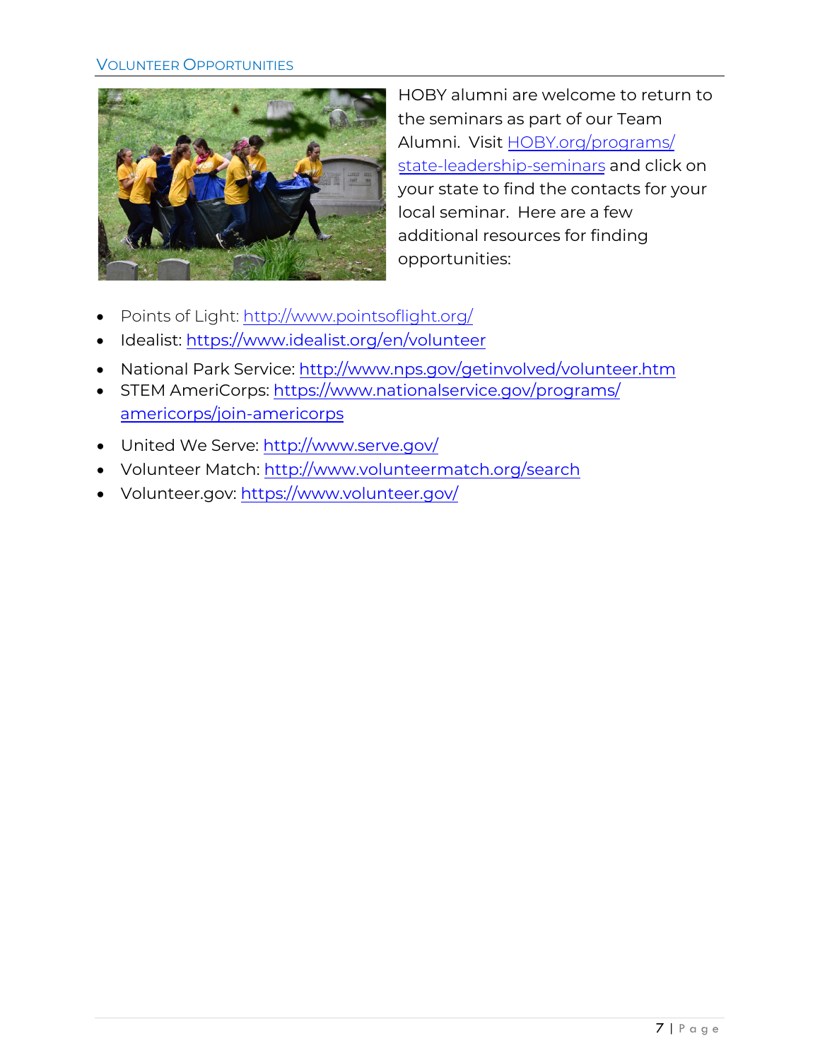## VOLUNTEER OPPORTUNITIES

HOBY alumni are welcome to return to the seminars as part of our Team Alumni. Visit HOBY.org/programs/state-leadership-seminars and click on your state to find the contacts for your local seminar. Here are a few additional resources for finding opportunities:

- Points of Light: http://www.pointsoflight.org/
- Idealist: https://www.idealist.org/en/volunteer
- National Park Service: http://www.nps.gov/getinvolved/volunteer.htm
- STEM AmeriCorps: https://www.nationalservice.gov/programs/americorps/join-americorps
- United We Serve: http://www.serve.gov/
- Volunteer Match: http://www.volunteermatch.org/search
- Volunteer.gov: https://www.volunteer.gov/